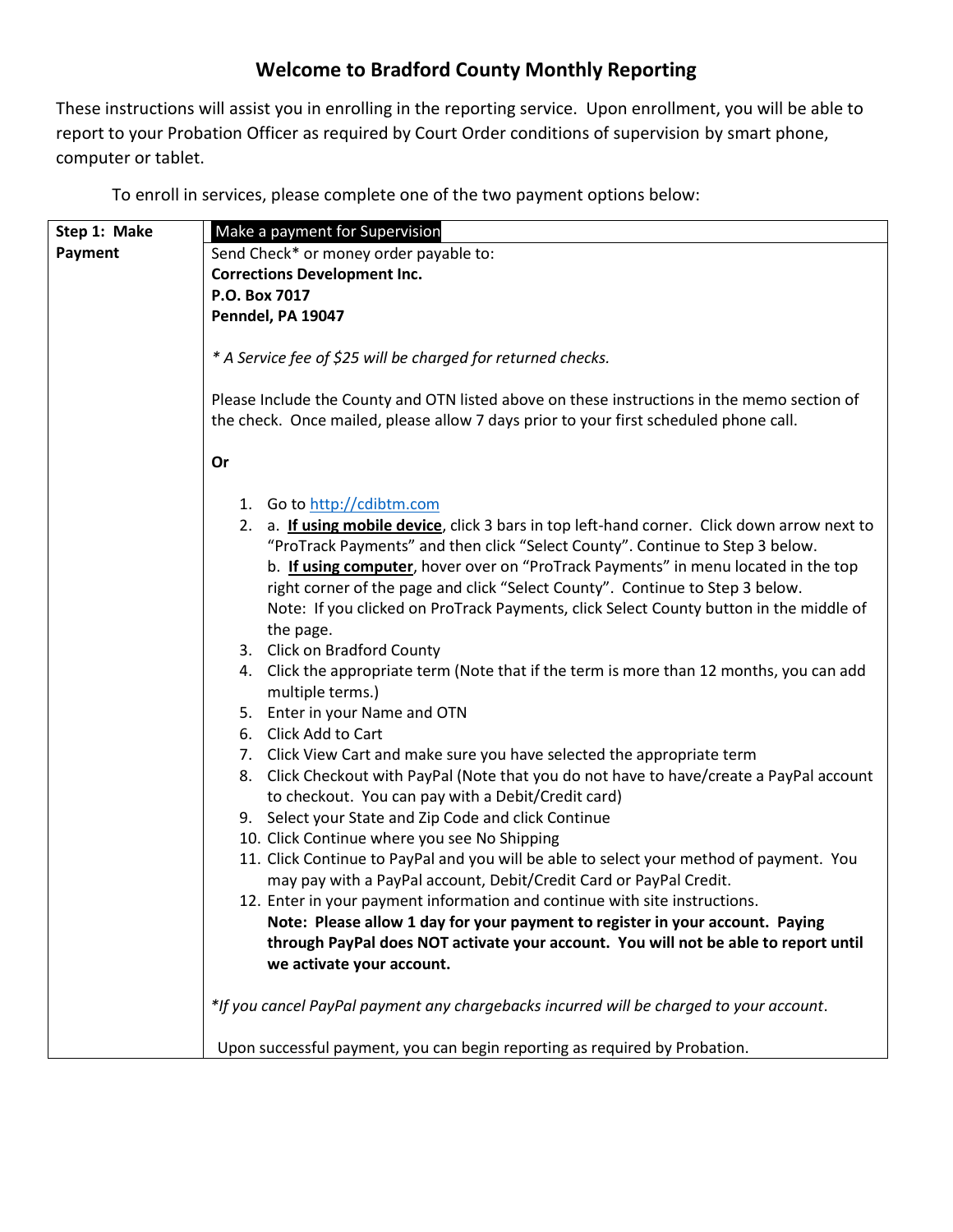# Welcome to Bradford County Monthly Reporting

These instructions will assist you in enrolling in the reporting service. Upon enrollment, you will be able to report to your Probation Officer as required by Court Order conditions of supervision by smart phone, computer or tablet.

To enroll in services, please complete one of the two payment options below:

| **Step 1: Make Payment** | Make a payment for Supervision |
|---|---|
| | Send Check* or money order payable to:<br>**Corrections Development Inc.**<br>**P.O. Box 7017**<br>**Penndel, PA 19047**<br><br>*\* A Service fee of $25 will be charged for returned checks.*<br><br>Please Include the County and OTN listed above on these instructions in the memo section of the check. Once mailed, please allow 7 days prior to your first scheduled phone call.<br><br>**Or**<br><br>1. Go to http://cdibtm.com<br>2. a. **If using mobile device**, click 3 bars in top left-hand corner. Click down arrow next to "ProTrack Payments" and then click "Select County". Continue to Step 3 below.<br>b. **If using computer**, hover over on "ProTrack Payments" in menu located in the top right corner of the page and click "Select County". Continue to Step 3 below.<br>Note: If you clicked on ProTrack Payments, click Select County button in the middle of the page.<br>3. Click on Bradford County<br>4. Click the appropriate term (Note that if the term is more than 12 months, you can add multiple terms.)<br>5. Enter in your Name and OTN<br>6. Click Add to Cart<br>7. Click View Cart and make sure you have selected the appropriate term<br>8. Click Checkout with PayPal (Note that you do not have to have/create a PayPal account to checkout. You can pay with a Debit/Credit card)<br>9. Select your State and Zip Code and click Continue<br>10. Click Continue where you see No Shipping<br>11. Click Continue to PayPal and you will be able to select your method of payment. You may pay with a PayPal account, Debit/Credit Card or PayPal Credit.<br>12. Enter in your payment information and continue with site instructions.<br>**Note: Please allow 1 day for your payment to register in your account. Paying through PayPal does NOT activate your account. You will not be able to report until we activate your account.**<br><br>*\*If you cancel PayPal payment any chargebacks incurred will be charged to your account*.<br><br>Upon successful payment, you can begin reporting as required by Probation. |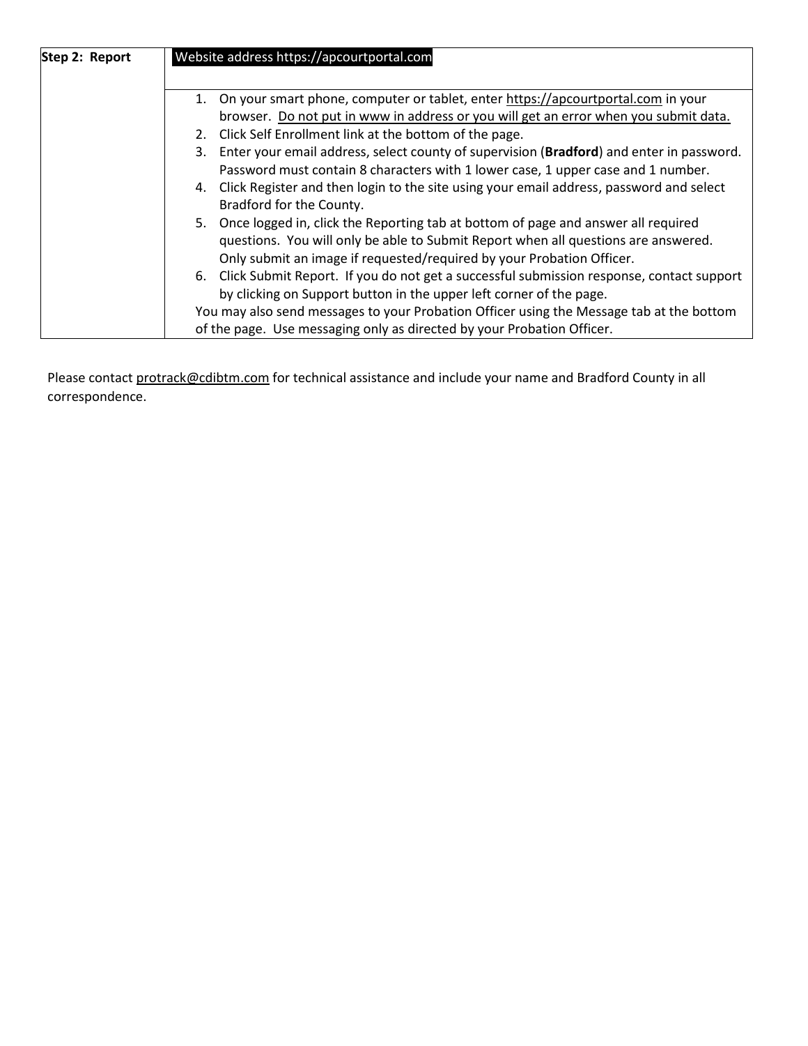| | |
|---|---|
| **Step 2: Report** | Website address https://apcourtportal.com<br><br>1. On your smart phone, computer or tablet, enter https://apcourtportal.com in your browser. Do not put in www in address or you will get an error when you submit data.<br>2. Click Self Enrollment link at the bottom of the page.<br>3. Enter your email address, select county of supervision (**Bradford**) and enter in password. Password must contain 8 characters with 1 lower case, 1 upper case and 1 number.<br>4. Click Register and then login to the site using your email address, password and select Bradford for the County.<br>5. Once logged in, click the Reporting tab at bottom of page and answer all required questions. You will only be able to Submit Report when all questions are answered. Only submit an image if requested/required by your Probation Officer.<br>6. Click Submit Report. If you do not get a successful submission response, contact support by clicking on Support button in the upper left corner of the page.<br><br>You may also send messages to your Probation Officer using the Message tab at the bottom of the page. Use messaging only as directed by your Probation Officer. |

Please contact protrack@cdibtm.com for technical assistance and include your name and Bradford County in all correspondence.